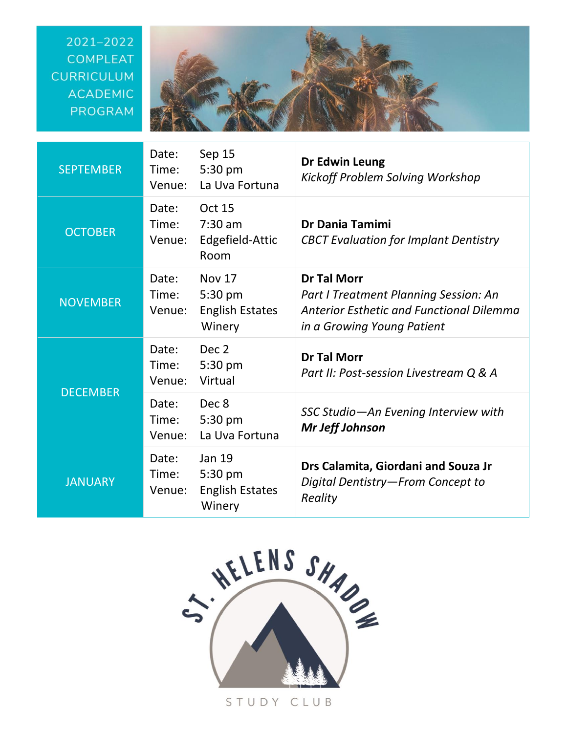# 2021–2022 COMPLEAT CURRICULUM ACADEMIC PROGRAM

| Month | Details | Program |
| --- | --- | --- |
| SEPTEMBER | Date: Sep 15<br>Time: 5:30 pm<br>Venue: La Uva Fortuna | **Dr Edwin Leung**<br>*Kickoff Problem Solving Workshop* |
| OCTOBER | Date: Oct 15<br>Time: 7:30 am<br>Venue: Edgefield-Attic Room | **Dr Dania Tamimi**<br>*CBCT Evaluation for Implant Dentistry* |
| NOVEMBER | Date: Nov 17<br>Time: 5:30 pm<br>Venue: English Estates Winery | **Dr Tal Morr**<br>*Part I Treatment Planning Session: An Anterior Esthetic and Functional Dilemma in a Growing Young Patient* |
| DECEMBER | Date: Dec 2<br>Time: 5:30 pm<br>Venue: Virtual | **Dr Tal Morr**<br>*Part II: Post-session Livestream Q & A* |
| | Date: Dec 8<br>Time: 5:30 pm<br>Venue: La Uva Fortuna | *SSC Studio—An Evening Interview with* ***Mr Jeff Johnson*** |
| JANUARY | Date: Jan 19<br>Time: 5:30 pm<br>Venue: English Estates Winery | **Drs Calamita, Giordani and Souza Jr**<br>*Digital Dentistry—From Concept to Reality* |

ST. HELENS SHADOW

STUDY CLUB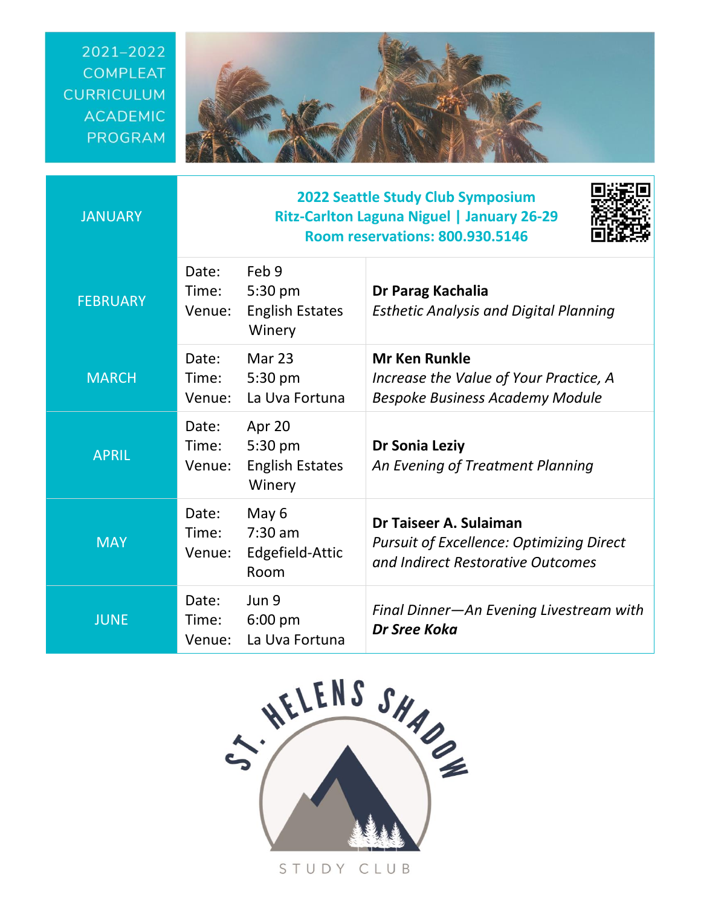# 2021–2022 COMPLEAT CURRICULUM ACADEMIC PROGRAM

| | | |
|---|---|---|
| JANUARY | **2022 Seattle Study Club Symposium**<br>**Ritz-Carlton Laguna Niguel \| January 26-29**<br>**Room reservations: 800.930.5146** | |
| FEBRUARY | Date: Feb 9<br>Time: 5:30 pm<br>Venue: English Estates Winery | **Dr Parag Kachalia**<br>*Esthetic Analysis and Digital Planning* |
| MARCH | Date: Mar 23<br>Time: 5:30 pm<br>Venue: La Uva Fortuna | **Mr Ken Runkle**<br>*Increase the Value of Your Practice, A Bespoke Business Academy Module* |
| APRIL | Date: Apr 20<br>Time: 5:30 pm<br>Venue: English Estates Winery | **Dr Sonia Leziy**<br>*An Evening of Treatment Planning* |
| MAY | Date: May 6<br>Time: 7:30 am<br>Venue: Edgefield-Attic Room | **Dr Taiseer A. Sulaiman**<br>*Pursuit of Excellence: Optimizing Direct and Indirect Restorative Outcomes* |
| JUNE | Date: Jun 9<br>Time: 6:00 pm<br>Venue: La Uva Fortuna | *Final Dinner—An Evening Livestream with* ***Dr Sree Koka*** |

ST. HELENS SHADOW

STUDY CLUB